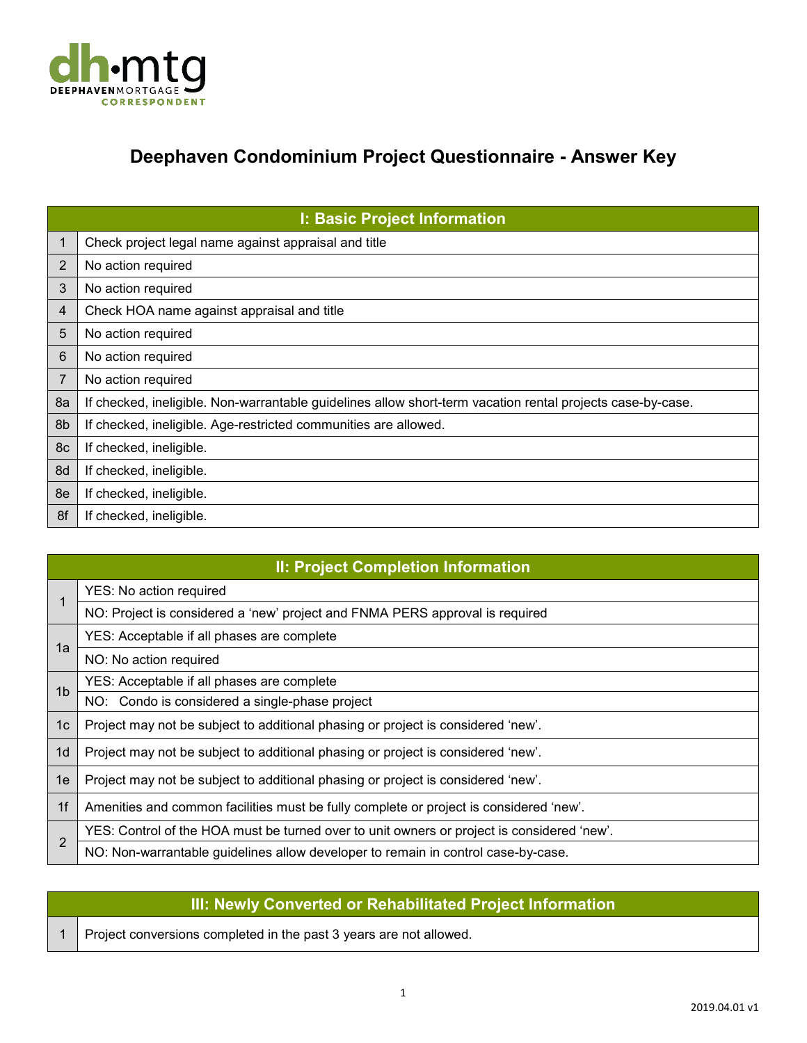# Deephaven Condominium Project Questionnaire - Answer Key

| I: Basic Project Information | |
|---|---|
| 1 | Check project legal name against appraisal and title |
| 2 | No action required |
| 3 | No action required |
| 4 | Check HOA name against appraisal and title |
| 5 | No action required |
| 6 | No action required |
| 7 | No action required |
| 8a | If checked, ineligible. Non-warrantable guidelines allow short-term vacation rental projects case-by-case. |
| 8b | If checked, ineligible. Age-restricted communities are allowed. |
| 8c | If checked, ineligible. |
| 8d | If checked, ineligible. |
| 8e | If checked, ineligible. |
| 8f | If checked, ineligible. |

| II: Project Completion Information | |
|---|---|
| 1 | YES: No action required |
| | NO: Project is considered a 'new' project and FNMA PERS approval is required |
| 1a | YES: Acceptable if all phases are complete |
| | NO: No action required |
| 1b | YES: Acceptable if all phases are complete |
| | NO: Condo is considered a single-phase project |
| 1c | Project may not be subject to additional phasing or project is considered 'new'. |
| 1d | Project may not be subject to additional phasing or project is considered 'new'. |
| 1e | Project may not be subject to additional phasing or project is considered 'new'. |
| 1f | Amenities and common facilities must be fully complete or project is considered 'new'. |
| 2 | YES: Control of the HOA must be turned over to unit owners or project is considered 'new'. |
| | NO: Non-warrantable guidelines allow developer to remain in control case-by-case. |

| III: Newly Converted or Rehabilitated Project Information | |
|---|---|
| 1 | Project conversions completed in the past 3 years are not allowed. |

2019.04.01 v1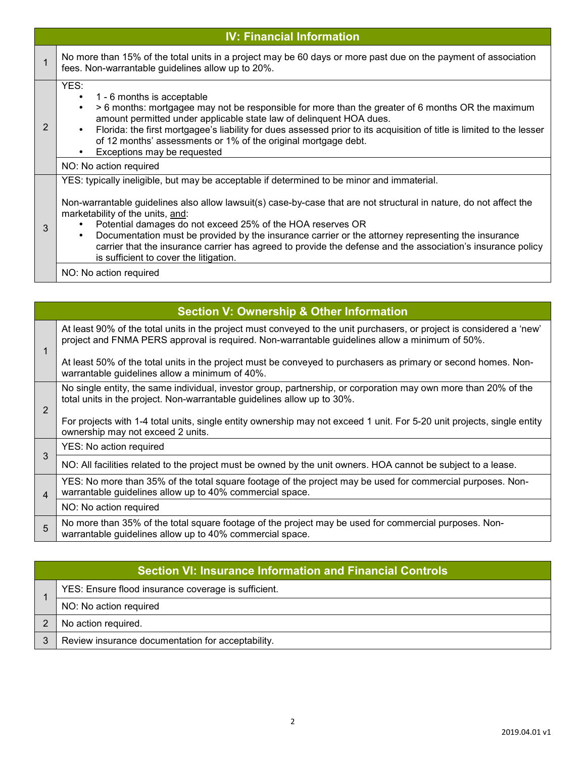| IV: Financial Information | |
|---|---|
| 1 | No more than 15% of the total units in a project may be 60 days or more past due on the payment of association fees. Non-warrantable guidelines allow up to 20%. |
| 2 | YES:<br>• 1 - 6 months is acceptable<br>• > 6 months: mortgagee may not be responsible for more than the greater of 6 months OR the maximum amount permitted under applicable state law of delinquent HOA dues.<br>• Florida: the first mortgagee's liability for dues assessed prior to its acquisition of title is limited to the lesser of 12 months' assessments or 1% of the original mortgage debt.<br>• Exceptions may be requested |
| | NO: No action required |
| 3 | YES: typically ineligible, but may be acceptable if determined to be minor and immaterial.<br><br>Non-warrantable guidelines also allow lawsuit(s) case-by-case that are not structural in nature, do not affect the marketability of the units, and:<br>• Potential damages do not exceed 25% of the HOA reserves OR<br>• Documentation must be provided by the insurance carrier or the attorney representing the insurance carrier that the insurance carrier has agreed to provide the defense and the association's insurance policy is sufficient to cover the litigation. |
| | NO: No action required |

| Section V: Ownership & Other Information | |
|---|---|
| 1 | At least 90% of the total units in the project must conveyed to the unit purchasers, or project is considered a 'new' project and FNMA PERS approval is required. Non-warrantable guidelines allow a minimum of 50%.<br><br>At least 50% of the total units in the project must be conveyed to purchasers as primary or second homes. Non-warrantable guidelines allow a minimum of 40%. |
| 2 | No single entity, the same individual, investor group, partnership, or corporation may own more than 20% of the total units in the project. Non-warrantable guidelines allow up to 30%.<br><br>For projects with 1-4 total units, single entity ownership may not exceed 1 unit. For 5-20 unit projects, single entity ownership may not exceed 2 units. |
| 3 | YES: No action required |
| | NO: All facilities related to the project must be owned by the unit owners. HOA cannot be subject to a lease. |
| 4 | YES: No more than 35% of the total square footage of the project may be used for commercial purposes. Non-warrantable guidelines allow up to 40% commercial space. |
| | NO: No action required |
| 5 | No more than 35% of the total square footage of the project may be used for commercial purposes. Non-warrantable guidelines allow up to 40% commercial space. |

| Section VI: Insurance Information and Financial Controls | |
|---|---|
| 1 | YES: Ensure flood insurance coverage is sufficient. |
| | NO: No action required |
| 2 | No action required. |
| 3 | Review insurance documentation for acceptability. |

2019.04.01 v1